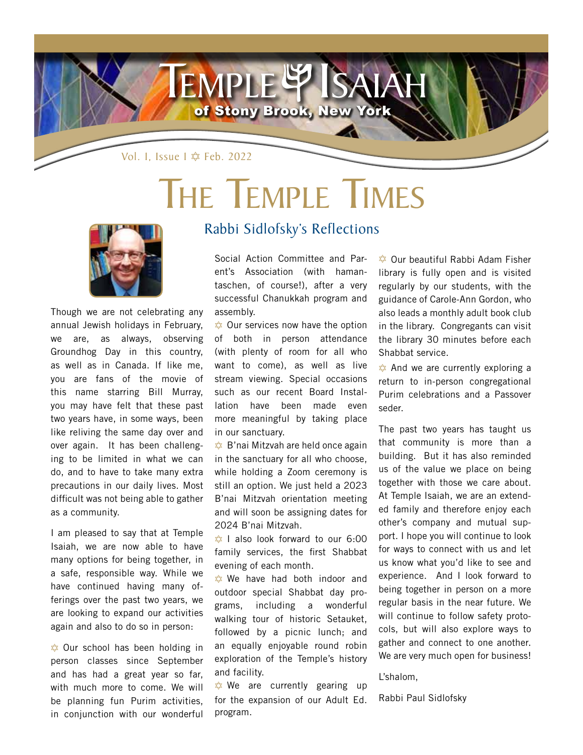# Temple Isaiah

of Stony Brook, New York

Vol. I, Issue I ✡ Feb. 2022

# The Temple Times

## Rabbi Sidlofsky's Reflections

Though we are not celebrating any annual Jewish holidays in February, we are, as always, observing Groundhog Day in this country, as well as in Canada. If like me, you are fans of the movie of this name starring Bill Murray, you may have felt that these past two years have, in some ways, been like reliving the same day over and over again. It has been challenging to be limited in what we can do, and to have to take many extra precautions in our daily lives. Most difficult was not being able to gather as a community.

I am pleased to say that at Temple Isaiah, we are now able to have many options for being together, in a safe, responsible way. While we have continued having many offerings over the past two years, we are looking to expand our activities again and also to do so in person:

✡ Our school has been holding in person classes since September and has had a great year so far, with much more to come. We will be planning fun Purim activities, in conjunction with our wonderful Social Action Committee and Parent's Association (with hamantaschen, of course!), after a very successful Chanukkah program and assembly.

✡ Our services now have the option of both in person attendance (with plenty of room for all who want to come), as well as live stream viewing. Special occasions such as our recent Board Installation have been made even more meaningful by taking place in our sanctuary.

✡ B'nai Mitzvah are held once again in the sanctuary for all who choose, while holding a Zoom ceremony is still an option. We just held a 2023 B'nai Mitzvah orientation meeting and will soon be assigning dates for 2024 B'nai Mitzvah.

✡ I also look forward to our 6:00 family services, the first Shabbat evening of each month.

✡ We have had both indoor and outdoor special Shabbat day programs, including a wonderful walking tour of historic Setauket, followed by a picnic lunch; and an equally enjoyable round robin exploration of the Temple's history and facility.

✡ We are currently gearing up for the expansion of our Adult Ed. program.

✡ Our beautiful Rabbi Adam Fisher library is fully open and is visited regularly by our students, with the guidance of Carole-Ann Gordon, who also leads a monthly adult book club in the library. Congregants can visit the library 30 minutes before each Shabbat service.

✡ And we are currently exploring a return to in-person congregational Purim celebrations and a Passover seder.

The past two years has taught us that community is more than a building. But it has also reminded us of the value we place on being together with those we care about. At Temple Isaiah, we are an extended family and therefore enjoy each other's company and mutual support. I hope you will continue to look for ways to connect with us and let us know what you'd like to see and experience. And I look forward to being together in person on a more regular basis in the near future. We will continue to follow safety protocols, but will also explore ways to gather and connect to one another. We are very much open for business!

L'shalom,

Rabbi Paul Sidlofsky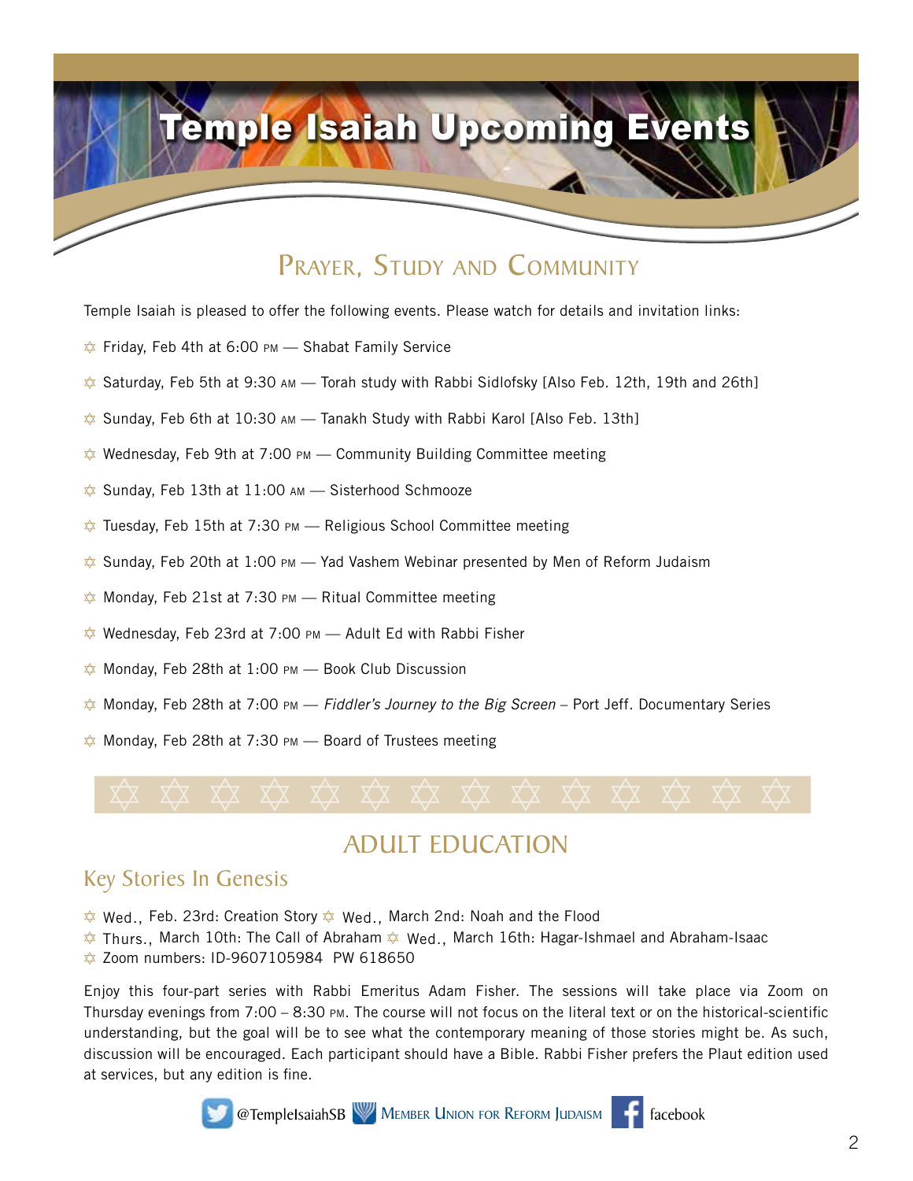# Temple Isaiah Upcoming Events

## Prayer, Study and Community

Temple Isaiah is pleased to offer the following events. Please watch for details and invitation links:

- Friday, Feb 4th at 6:00 PM — Shabat Family Service
- Saturday, Feb 5th at 9:30 AM — Torah study with Rabbi Sidlofsky [Also Feb. 12th, 19th and 26th]
- Sunday, Feb 6th at 10:30 AM — Tanakh Study with Rabbi Karol [Also Feb. 13th]
- Wednesday, Feb 9th at 7:00 PM — Community Building Committee meeting
- Sunday, Feb 13th at 11:00 AM — Sisterhood Schmooze
- Tuesday, Feb 15th at 7:30 PM — Religious School Committee meeting
- Sunday, Feb 20th at 1:00 PM — Yad Vashem Webinar presented by Men of Reform Judaism
- Monday, Feb 21st at 7:30 PM — Ritual Committee meeting
- Wednesday, Feb 23rd at 7:00 PM — Adult Ed with Rabbi Fisher
- Monday, Feb 28th at 1:00 PM — Book Club Discussion
- Monday, Feb 28th at 7:00 PM — *Fiddler's Journey to the Big Screen* – Port Jeff. Documentary Series
- Monday, Feb 28th at 7:30 PM — Board of Trustees meeting

## ADULT EDUCATION

### Key Stories In Genesis

- Wed., Feb. 23rd: Creation Story ✡ Wed., March 2nd: Noah and the Flood
- Thurs., March 10th: The Call of Abraham ✡ Wed., March 16th: Hagar-Ishmael and Abraham-Isaac
- Zoom numbers: ID-9607105984 PW 618650

Enjoy this four-part series with Rabbi Emeritus Adam Fisher. The sessions will take place via Zoom on Thursday evenings from 7:00 – 8:30 PM. The course will not focus on the literal text or on the historical-scientific understanding, but the goal will be to see what the contemporary meaning of those stories might be. As such, discussion will be encouraged. Each participant should have a Bible. Rabbi Fisher prefers the Plaut edition used at services, but any edition is fine.

@TempleIsaiahSB Member Union for Reform Judaism facebook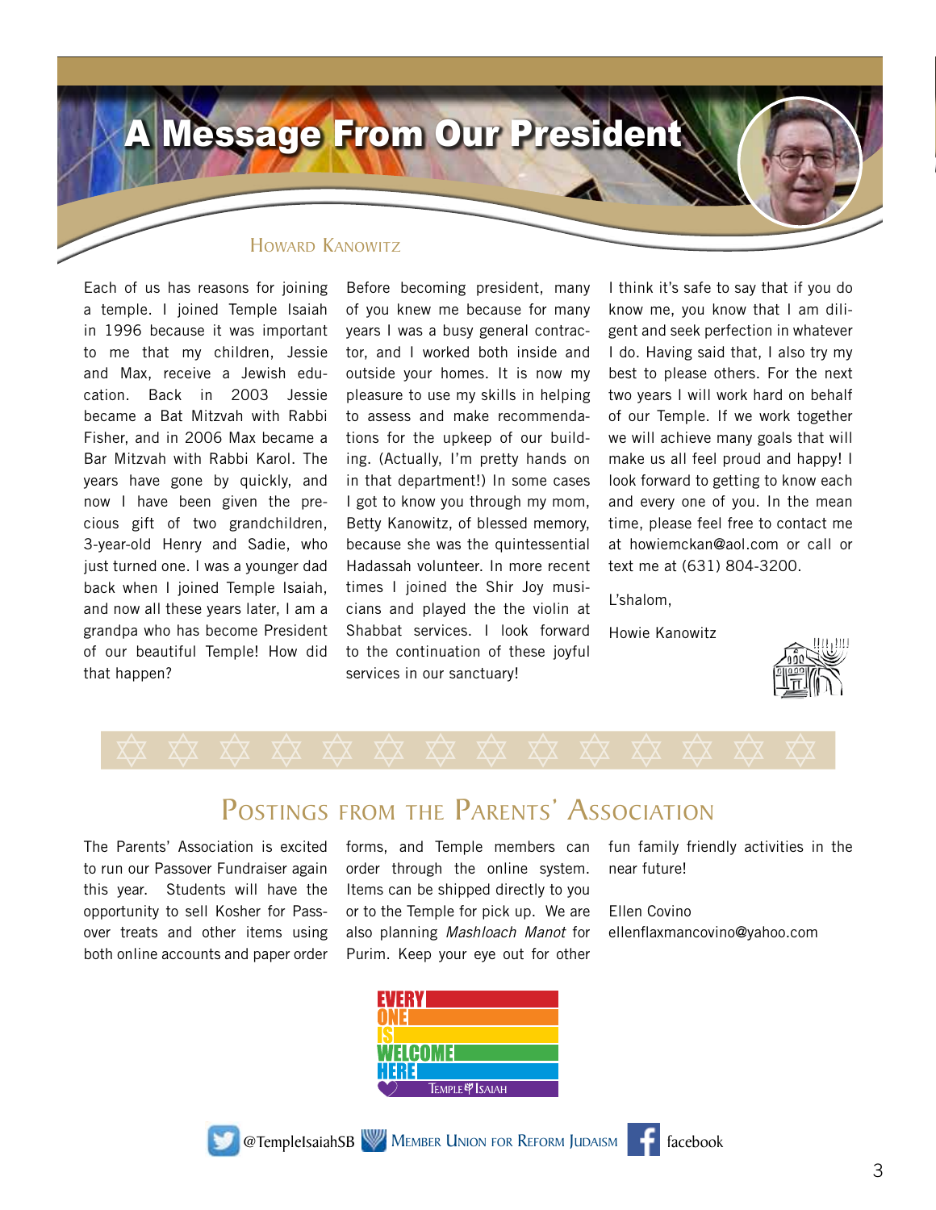# A Message From Our President

Howard Kanowitz

Each of us has reasons for joining a temple. I joined Temple Isaiah in 1996 because it was important to me that my children, Jessie and Max, receive a Jewish education. Back in 2003 Jessie became a Bat Mitzvah with Rabbi Fisher, and in 2006 Max became a Bar Mitzvah with Rabbi Karol. The years have gone by quickly, and now I have been given the precious gift of two grandchildren, 3-year-old Henry and Sadie, who just turned one. I was a younger dad back when I joined Temple Isaiah, and now all these years later, I am a grandpa who has become President of our beautiful Temple! How did that happen?

Before becoming president, many of you knew me because for many years I was a busy general contractor, and I worked both inside and outside your homes. It is now my pleasure to use my skills in helping to assess and make recommendations for the upkeep of our building. (Actually, I'm pretty hands on in that department!) In some cases I got to know you through my mom, Betty Kanowitz, of blessed memory, because she was the quintessential Hadassah volunteer. In more recent times I joined the Shir Joy musicians and played the the violin at Shabbat services. I look forward to the continuation of these joyful services in our sanctuary!

I think it's safe to say that if you do know me, you know that I am diligent and seek perfection in whatever I do. Having said that, I also try my best to please others. For the next two years I will work hard on behalf of our Temple. If we work together we will achieve many goals that will make us all feel proud and happy! I look forward to getting to know each and every one of you. In the mean time, please feel free to contact me at howiemckan@aol.com or call or text me at (631) 804-3200.

L'shalom,

Howie Kanowitz

## Postings from the Parents' Association

The Parents' Association is excited to run our Passover Fundraiser again this year. Students will have the opportunity to sell Kosher for Passover treats and other items using both online accounts and paper order forms, and Temple members can order through the online system. Items can be shipped directly to you or to the Temple for pick up. We are also planning *Mashloach Manot* for Purim. Keep your eye out for other fun family friendly activities in the near future!

Ellen Covino
ellenflaxmancovino@yahoo.com

EVERY ONE IS WELCOME HERE
Temple Isaiah

@TempleIsaiahSB Member Union for Reform Judaism facebook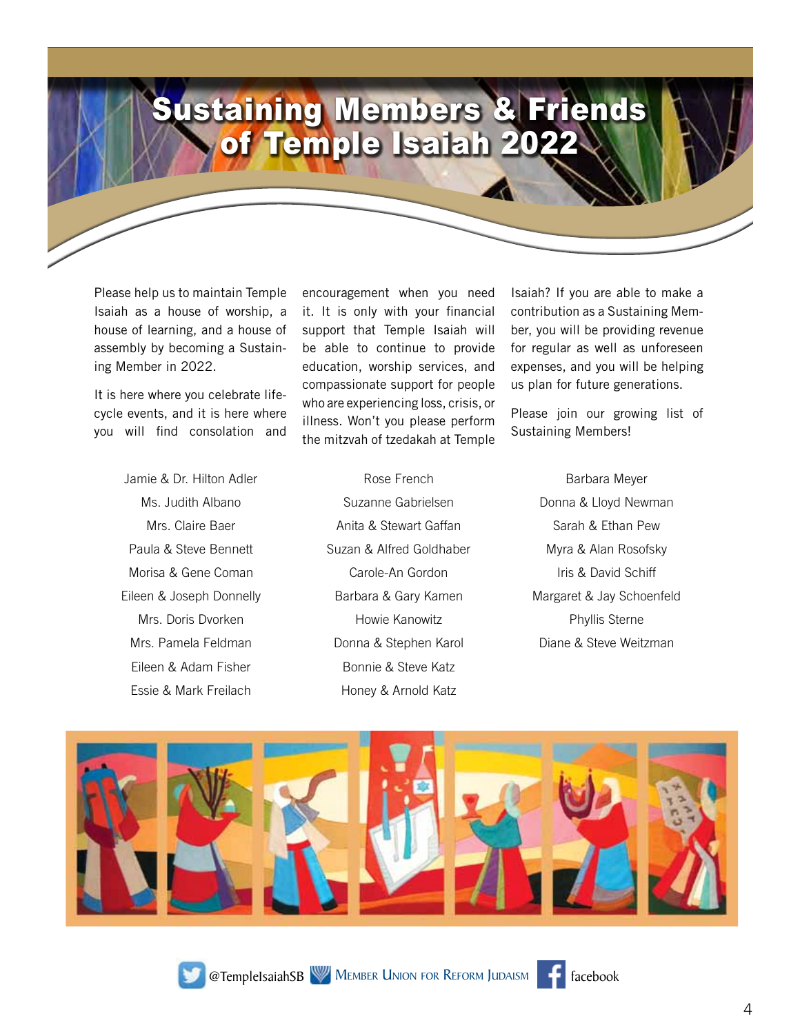# Sustaining Members & Friends of Temple Isaiah 2022

Please help us to maintain Temple Isaiah as a house of worship, a house of learning, and a house of assembly by becoming a Sustaining Member in 2022.

It is here where you celebrate life-cycle events, and it is here where you will find consolation and encouragement when you need it. It is only with your financial support that Temple Isaiah will be able to continue to provide education, worship services, and compassionate support for people who are experiencing loss, crisis, or illness. Won't you please perform the mitzvah of tzedakah at Temple Isaiah? If you are able to make a contribution as a Sustaining Member, you will be providing revenue for regular as well as unforeseen expenses, and you will be helping us plan for future generations.

Please join our growing list of Sustaining Members!

Jamie & Dr. Hilton Adler
Ms. Judith Albano
Mrs. Claire Baer
Paula & Steve Bennett
Morisa & Gene Coman
Eileen & Joseph Donnelly
Mrs. Doris Dvorken
Mrs. Pamela Feldman
Eileen & Adam Fisher
Essie & Mark Freilach
Rose French
Suzanne Gabrielsen
Anita & Stewart Gaffan
Suzan & Alfred Goldhaber
Carole-An Gordon
Barbara & Gary Kamen
Howie Kanowitz
Donna & Stephen Karol
Bonnie & Steve Katz
Honey & Arnold Katz
Barbara Meyer
Donna & Lloyd Newman
Sarah & Ethan Pew
Myra & Alan Rosofsky
Iris & David Schiff
Margaret & Jay Schoenfeld
Phyllis Sterne
Diane & Steve Weitzman

@TempleIsaiahSB  MEMBER UNION FOR REFORM JUDAISM  facebook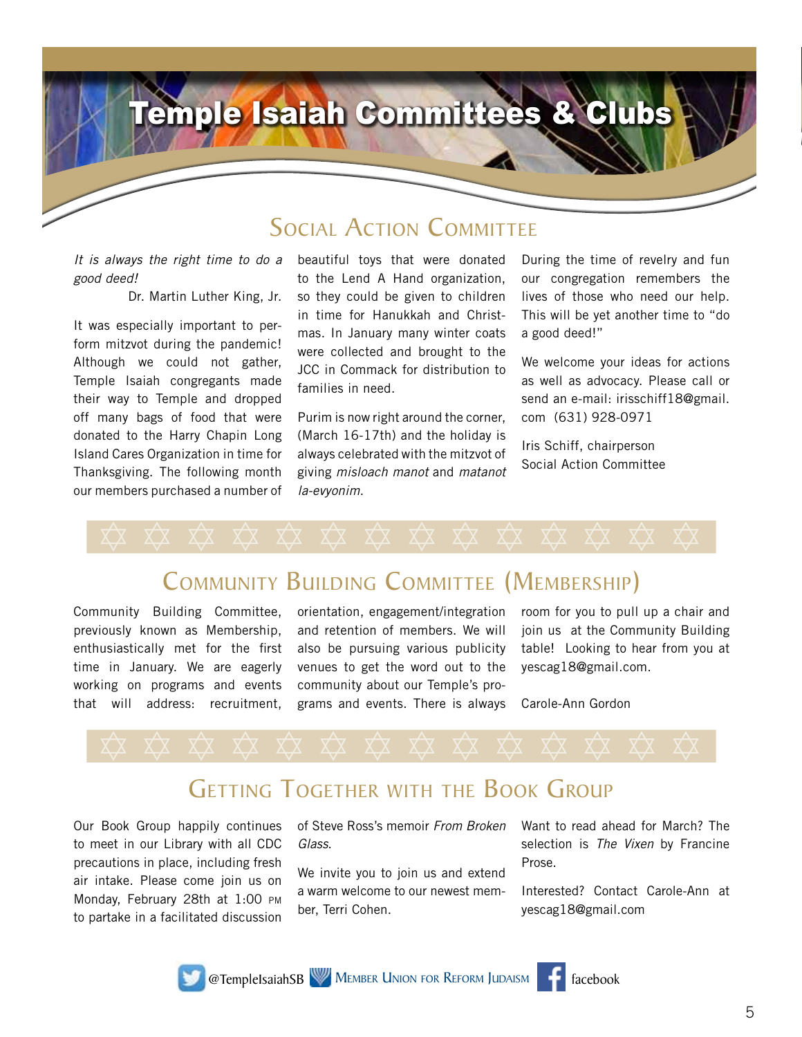# Temple Isaiah Committees & Clubs

## Social Action Committee

*It is always the right time to do a good deed!*
Dr. Martin Luther King, Jr.

It was especially important to perform mitzvot during the pandemic! Although we could not gather, Temple Isaiah congregants made their way to Temple and dropped off many bags of food that were donated to the Harry Chapin Long Island Cares Organization in time for Thanksgiving. The following month our members purchased a number of beautiful toys that were donated to the Lend A Hand organization, so they could be given to children in time for Hanukkah and Christmas. In January many winter coats were collected and brought to the JCC in Commack for distribution to families in need.

Purim is now right around the corner, (March 16-17th) and the holiday is always celebrated with the mitzvot of giving *misloach manot* and *matanot la-evyonim*.

During the time of revelry and fun our congregation remembers the lives of those who need our help. This will be yet another time to "do a good deed!"

We welcome your ideas for actions as well as advocacy. Please call or send an e-mail: irisschiff18@gmail.com (631) 928-0971

Iris Schiff, chairperson
Social Action Committee

## Community Building Committee (Membership)

Community Building Committee, previously known as Membership, enthusiastically met for the first time in January. We are eagerly working on programs and events that will address: recruitment, orientation, engagement/integration and retention of members. We will also be pursuing various publicity venues to get the word out to the community about our Temple's programs and events. There is always room for you to pull up a chair and join us at the Community Building table! Looking to hear from you at yescag18@gmail.com.

Carole-Ann Gordon

## Getting Together with the Book Group

Our Book Group happily continues to meet in our Library with all CDC precautions in place, including fresh air intake. Please come join us on Monday, February 28th at 1:00 PM to partake in a facilitated discussion of Steve Ross's memoir *From Broken Glass*.

We invite you to join us and extend a warm welcome to our newest member, Terri Cohen.

Want to read ahead for March? The selection is *The Vixen* by Francine Prose.

Interested? Contact Carole-Ann at yescag18@gmail.com

@TempleIsaiahSB Member Union for Reform Judaism facebook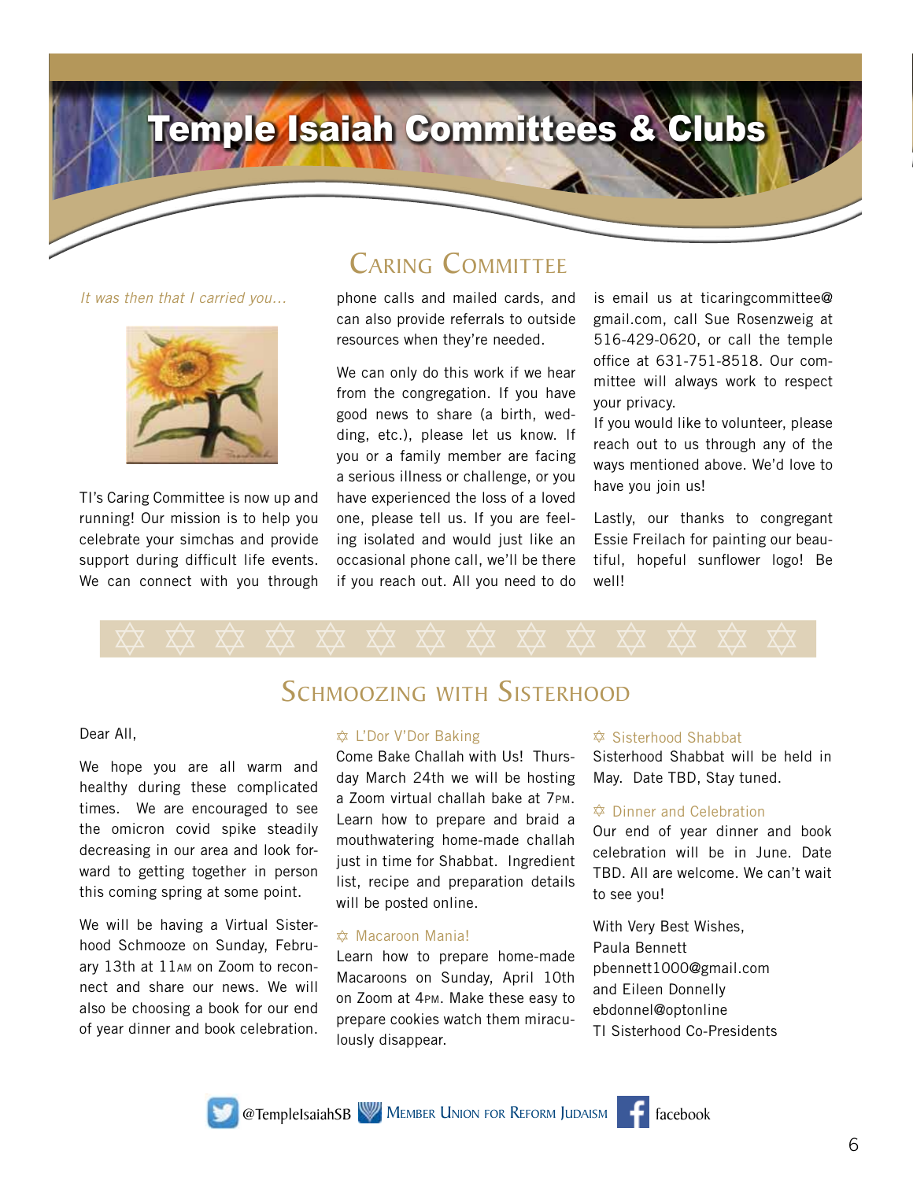# Temple Isaiah Committees & Clubs

## Caring Committee

*It was then that I carried you…*

TI's Caring Committee is now up and running! Our mission is to help you celebrate your simchas and provide support during difficult life events. We can connect with you through phone calls and mailed cards, and can also provide referrals to outside resources when they're needed.

We can only do this work if we hear from the congregation. If you have good news to share (a birth, wedding, etc.), please let us know. If you or a family member are facing a serious illness or challenge, or you have experienced the loss of a loved one, please tell us. If you are feeling isolated and would just like an occasional phone call, we'll be there if you reach out. All you need to do is email us at ticaringcommittee@gmail.com, call Sue Rosenzweig at 516-429-0620, or call the temple office at 631-751-8518. Our committee will always work to respect your privacy.

If you would like to volunteer, please reach out to us through any of the ways mentioned above. We'd love to have you join us!

Lastly, our thanks to congregant Essie Freilach for painting our beautiful, hopeful sunflower logo! Be well!

## Schmoozing with Sisterhood

Dear All,

We hope you are all warm and healthy during these complicated times. We are encouraged to see the omicron covid spike steadily decreasing in our area and look forward to getting together in person this coming spring at some point.

We will be having a Virtual Sisterhood Schmooze on Sunday, February 13th at 11AM on Zoom to reconnect and share our news. We will also be choosing a book for our end of year dinner and book celebration.

### ✡ L'Dor V'Dor Baking

Come Bake Challah with Us! Thursday March 24th we will be hosting a Zoom virtual challah bake at 7PM. Learn how to prepare and braid a mouthwatering home-made challah just in time for Shabbat. Ingredient list, recipe and preparation details will be posted online.

### ✡ Macaroon Mania!

Learn how to prepare home-made Macaroons on Sunday, April 10th on Zoom at 4PM. Make these easy to prepare cookies watch them miraculously disappear.

### ✡ Sisterhood Shabbat

Sisterhood Shabbat will be held in May. Date TBD, Stay tuned.

### ✡ Dinner and Celebration

Our end of year dinner and book celebration will be in June. Date TBD. All are welcome. We can't wait to see you!

With Very Best Wishes,
Paula Bennett
pbennett1000@gmail.com
and Eileen Donnelly
ebdonnel@optonline
TI Sisterhood Co-Presidents

@TempleIsaiahSB Member Union for Reform Judaism facebook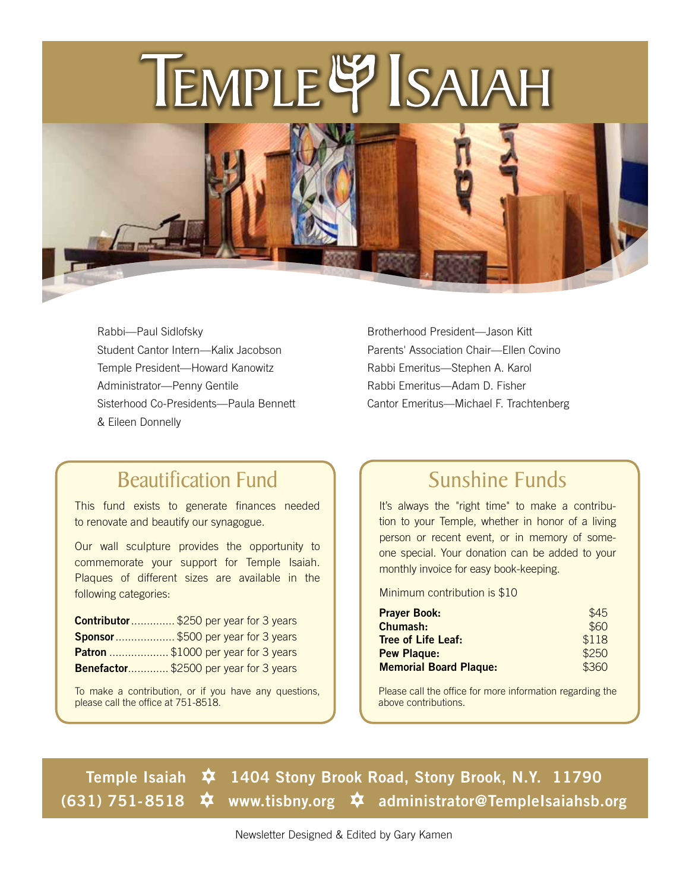# Temple Isaiah

Rabbi—Paul Sidlofsky
Student Cantor Intern—Kalix Jacobson
Temple President—Howard Kanowitz
Administrator—Penny Gentile
Sisterhood Co-Presidents—Paula Bennett & Eileen Donnelly
Brotherhood President—Jason Kitt
Parents' Association Chair—Ellen Covino
Rabbi Emeritus—Stephen A. Karol
Rabbi Emeritus—Adam D. Fisher
Cantor Emeritus—Michael F. Trachtenberg

## Beautification Fund

This fund exists to generate finances needed to renovate and beautify our synagogue.

Our wall sculpture provides the opportunity to commemorate your support for Temple Isaiah. Plaques of different sizes are available in the following categories:

| | |
|---|---|
| **Contributor** | $250 per year for 3 years |
| **Sponsor** | $500 per year for 3 years |
| **Patron** | $1000 per year for 3 years |
| **Benefactor** | $2500 per year for 3 years |

To make a contribution, or if you have any questions, please call the office at 751-8518.

## Sunshine Funds

It's always the "right time" to make a contribution to your Temple, whether in honor of a living person or recent event, or in memory of someone special. Your donation can be added to your monthly invoice for easy book-keeping.

Minimum contribution is $10

| | |
|---|---|
| **Prayer Book:** | $45 |
| **Chumash:** | $60 |
| **Tree of Life Leaf:** | $118 |
| **Pew Plaque:** | $250 |
| **Memorial Board Plaque:** | $360 |

Please call the office for more information regarding the above contributions.

**Temple Isaiah ✡ 1404 Stony Brook Road, Stony Brook, N.Y. 11790**
**(631) 751-8518 ✡ www.tisbny.org ✡ administrator@TempleIsaiahsb.org**

Newsletter Designed & Edited by Gary Kamen